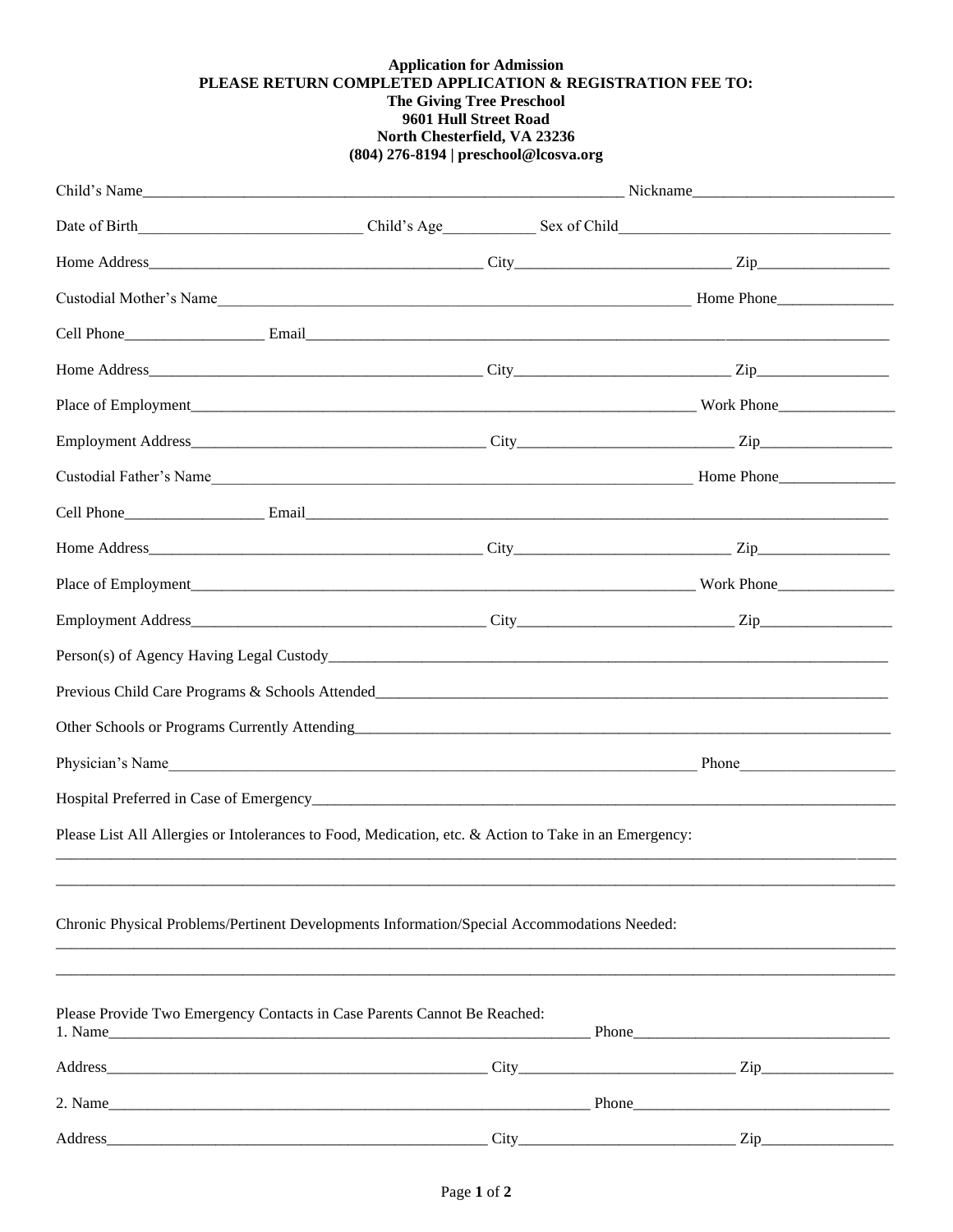**Application for Admission**
**PLEASE RETURN COMPLETED APPLICATION & REGISTRATION FEE TO:**
**The Giving Tree Preschool**
**9601 Hull Street Road**
**North Chesterfield, VA 23236**
**(804) 276-8194 | preschool@lcosva.org**

Child's Name_______________________________________________ Nickname_____________________

Date of Birth_______________________ Child's Age__________ Sex of Child___________________________

Home Address___________________________________ City_______________________ Zip______________

Custodial Mother's Name_____________________________________________ Home Phone____________

Cell Phone_______________ Email_________________________________________________________

Home Address___________________________________ City_______________________ Zip______________

Place of Employment______________________________________________ Work Phone____________

Employment Address______________________________ City_______________________ Zip______________

Custodial Father's Name_____________________________________________ Home Phone____________

Cell Phone_______________ Email_________________________________________________________

Home Address___________________________________ City_______________________ Zip______________

Place of Employment______________________________________________ Work Phone____________

Employment Address______________________________ City_______________________ Zip______________

Person(s) of Agency Having Legal Custody______________________________________________________

Previous Child Care Programs & Schools Attended________________________________________________

Other Schools or Programs Currently Attending__________________________________________________

Physician's Name__________________________________________________ Phone________________

Hospital Preferred in Case of Emergency_________________________________________________________

Please List All Allergies or Intolerances to Food, Medication, etc. & Action to Take in an Emergency:

______________________________________________________________________________________

______________________________________________________________________________________

Chronic Physical Problems/Pertinent Developments Information/Special Accommodations Needed:

______________________________________________________________________________________

______________________________________________________________________________________

Please Provide Two Emergency Contacts in Case Parents Cannot Be Reached:

1. Name_______________________________________________ Phone___________________________

Address______________________________________ City_______________________ Zip______________

2. Name_______________________________________________ Phone___________________________

Address______________________________________ City_______________________ Zip______________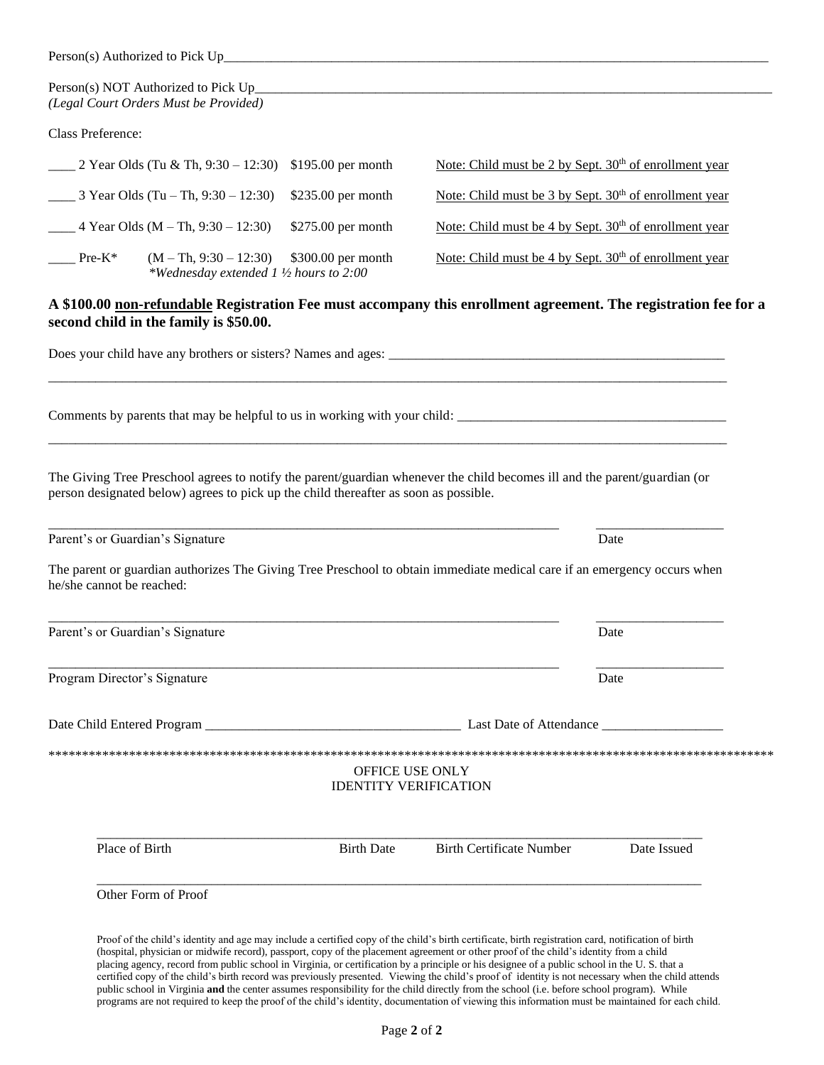Person(s) Authorized to Pick Up\_\_\_\_\_\_\_\_\_\_\_\_\_\_\_\_\_\_\_\_\_\_\_\_\_\_\_\_\_\_\_\_\_\_\_\_\_\_\_\_\_\_\_\_\_\_\_\_\_\_\_\_\_\_\_\_\_\_\_\_

Person(s) NOT Authorized to Pick Up\_\_\_\_\_\_\_\_\_\_\_\_\_\_\_\_\_\_\_\_\_\_\_\_\_\_\_\_\_\_\_\_\_\_\_\_\_\_\_\_\_\_\_\_\_\_\_\_\_\_\_\_\_\_\_\_
*(Legal Court Orders Must be Provided)*

Class Preference:

\_\_\_\_ 2 Year Olds (Tu & Th, 9:30 – 12:30) $195.00 per month — Note: Child must be 2 by Sept. 30th of enrollment year

\_\_\_\_ 3 Year Olds (Tu – Th, 9:30 – 12:30) $235.00 per month — Note: Child must be 3 by Sept. 30th of enrollment year

\_\_\_\_ 4 Year Olds (M – Th, 9:30 – 12:30) $275.00 per month — Note: Child must be 4 by Sept. 30th of enrollment year

\_\_\_\_ Pre-K* (M – Th, 9:30 – 12:30) $300.00 per month — Note: Child must be 4 by Sept. 30th of enrollment year
*\*Wednesday extended 1 ½ hours to 2:00*

**A $100.00 non-refundable Registration Fee must accompany this enrollment agreement. The registration fee for a second child in the family is $50.00.**

Does your child have any brothers or sisters? Names and ages: \_\_\_\_\_\_\_\_\_\_\_\_\_\_\_\_\_\_\_\_\_\_\_\_\_\_\_\_\_\_\_\_\_\_\_\_\_\_\_\_

\_\_\_\_\_\_\_\_\_\_\_\_\_\_\_\_\_\_\_\_\_\_\_\_\_\_\_\_\_\_\_\_\_\_\_\_\_\_\_\_\_\_\_\_\_\_\_\_\_\_\_\_\_\_\_\_\_\_\_\_\_\_\_\_\_\_\_\_\_\_\_\_\_\_\_\_\_\_

Comments by parents that may be helpful to us in working with your child: \_\_\_\_\_\_\_\_\_\_\_\_\_\_\_\_\_\_\_\_\_\_\_\_\_\_\_\_\_\_\_\_

\_\_\_\_\_\_\_\_\_\_\_\_\_\_\_\_\_\_\_\_\_\_\_\_\_\_\_\_\_\_\_\_\_\_\_\_\_\_\_\_\_\_\_\_\_\_\_\_\_\_\_\_\_\_\_\_\_\_\_\_\_\_\_\_\_\_\_\_\_\_\_\_\_\_\_\_\_\_

The Giving Tree Preschool agrees to notify the parent/guardian whenever the child becomes ill and the parent/guardian (or person designated below) agrees to pick up the child thereafter as soon as possible.

\_\_\_\_\_\_\_\_\_\_\_\_\_\_\_\_\_\_\_\_\_\_\_\_\_\_\_\_\_\_\_\_\_\_\_\_\_\_\_\_\_\_\_\_\_\_\_\_\_\_\_\_\_\_ \_\_\_\_\_\_\_\_\_\_\_\_\_\_\_
Parent's or Guardian's Signature — Date

The parent or guardian authorizes The Giving Tree Preschool to obtain immediate medical care if an emergency occurs when he/she cannot be reached:

\_\_\_\_\_\_\_\_\_\_\_\_\_\_\_\_\_\_\_\_\_\_\_\_\_\_\_\_\_\_\_\_\_\_\_\_\_\_\_\_\_\_\_\_\_\_\_\_\_\_\_\_\_\_ \_\_\_\_\_\_\_\_\_\_\_\_\_\_\_
Parent's or Guardian's Signature — Date

\_\_\_\_\_\_\_\_\_\_\_\_\_\_\_\_\_\_\_\_\_\_\_\_\_\_\_\_\_\_\_\_\_\_\_\_\_\_\_\_\_\_\_\_\_\_\_\_\_\_\_\_\_\_ \_\_\_\_\_\_\_\_\_\_\_\_\_\_\_
Program Director's Signature — Date

Date Child Entered Program \_\_\_\_\_\_\_\_\_\_\_\_\_\_\_\_\_\_\_\_\_\_\_\_\_\_\_\_\_ Last Date of Attendance \_\_\_\_\_\_\_\_\_\_\_\_\_\_\_

\*\*\*\*\*\*\*\*\*\*\*\*\*\*\*\*\*\*\*\*\*\*\*\*\*\*\*\*\*\*\*\*\*\*\*\*\*\*\*\*\*\*\*\*\*\*\*\*\*\*\*\*\*\*\*\*\*\*\*\*\*\*\*\*\*\*\*\*\*\*\*\*\*\*\*\*\*\*

OFFICE USE ONLY
IDENTITY VERIFICATION

\_\_\_\_\_\_\_\_\_\_\_\_\_\_\_\_\_\_\_\_\_\_\_\_\_\_\_\_\_\_\_\_\_\_\_\_\_\_\_\_\_\_\_\_\_\_\_\_\_\_\_\_\_\_\_\_\_\_\_\_\_\_\_\_\_\_\_\_\_\_
Place of Birth — Birth Date — Birth Certificate Number — Date Issued

\_\_\_\_\_\_\_\_\_\_\_\_\_\_\_\_\_\_\_\_\_\_\_\_\_\_\_\_\_\_\_\_\_\_\_\_\_\_\_\_\_\_\_\_\_\_\_\_\_\_\_\_\_\_\_\_\_\_\_\_\_\_\_\_\_\_\_\_\_\_
Other Form of Proof

Proof of the child's identity and age may include a certified copy of the child's birth certificate, birth registration card, notification of birth (hospital, physician or midwife record), passport, copy of the placement agreement or other proof of the child's identity from a child placing agency, record from public school in Virginia, or certification by a principle or his designee of a public school in the U. S. that a certified copy of the child's birth record was previously presented. Viewing the child's proof of identity is not necessary when the child attends public school in Virginia **and** the center assumes responsibility for the child directly from the school (i.e. before school program). While programs are not required to keep the proof of the child's identity, documentation of viewing this information must be maintained for each child.